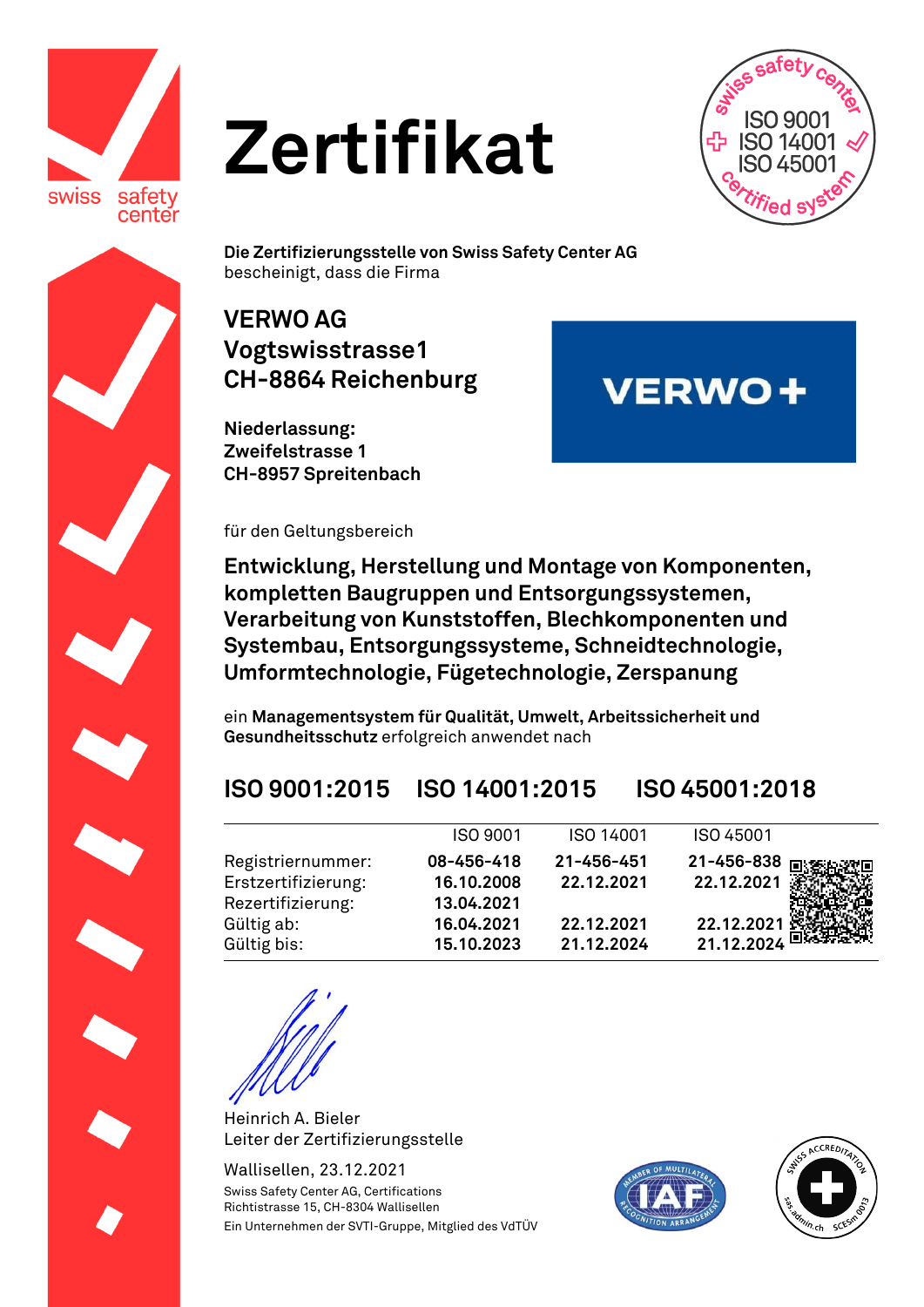# Zertifikat

**Die Zertifizierungsstelle von Swiss Safety Center AG**
bescheinigt, dass die Firma

**VERWO AG**
**Vogtswisstrasse1**
**CH-8864 Reichenburg**

**Niederlassung:**
**Zweifelstrasse 1**
**CH-8957 Spreitenbach**

für den Geltungsbereich

**Entwicklung, Herstellung und Montage von Komponenten, kompletten Baugruppen und Entsorgungssystemen, Verarbeitung von Kunststoffen, Blechkomponenten und Systembau, Entsorgungssysteme, Schneidtechnologie, Umformtechnologie, Fügetechnologie, Zerspanung**

ein **Managementsystem für Qualität, Umwelt, Arbeitssicherheit und Gesundheitsschutz** erfolgreich anwendet nach

## ISO 9001:2015 ISO 14001:2015 ISO 45001:2018

| | ISO 9001 | ISO 14001 | ISO 45001 |
|---|---|---|---|
| Registriernummer: | **08-456-418** | **21-456-451** | **21-456-838** |
| Erstzertifizierung: | **16.10.2008** | **22.12.2021** | **22.12.2021** |
| Rezertifizierung: | **13.04.2021** | | |
| Gültig ab: | **16.04.2021** | **22.12.2021** | **22.12.2021** |
| Gültig bis: | **15.10.2023** | **21.12.2024** | **21.12.2024** |

Heinrich A. Bieler
Leiter der Zertifizierungsstelle

Wallisellen, 23.12.2021

Swiss Safety Center AG, Certifications
Richtistrasse 15, CH-8304 Wallisellen
Ein Unternehmen der SVTI-Gruppe, Mitglied des VdTÜV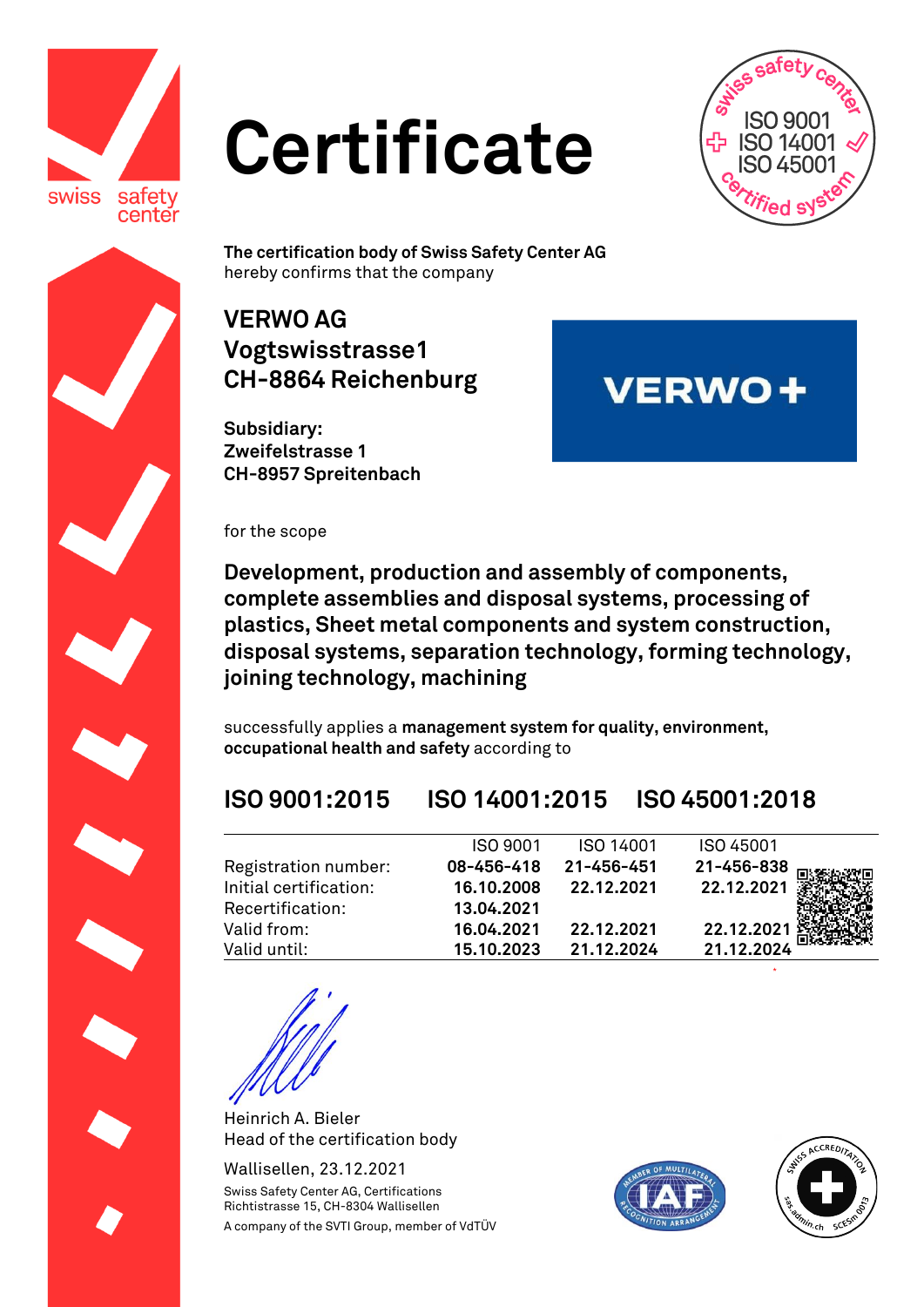swiss safety center

# Certificate

swiss safety center
ISO 9001
ISO 14001
ISO 45001
certified system

**The certification body of Swiss Safety Center AG**
hereby confirms that the company

## VERWO AG
## Vogtswisstrasse1
## CH-8864 Reichenburg

VERWO+

**Subsidiary:**
**Zweifelstrasse 1**
**CH-8957 Spreitenbach**

for the scope

**Development, production and assembly of components, complete assemblies and disposal systems, processing of plastics, Sheet metal components and system construction, disposal systems, separation technology, forming technology, joining technology, machining**

successfully applies a **management system for quality, environment, occupational health and safety** according to

## ISO 9001:2015 ISO 14001:2015 ISO 45001:2018

| | ISO 9001 | ISO 14001 | ISO 45001 |
|---|---|---|---|
| Registration number: | **08-456-418** | **21-456-451** | **21-456-838** |
| Initial certification: | **16.10.2008** | **22.12.2021** | **22.12.2021** |
| Recertification: | **13.04.2021** | | |
| Valid from: | **16.04.2021** | **22.12.2021** | **22.12.2021** |
| Valid until: | **15.10.2023** | **21.12.2024** | **21.12.2024** |

Heinrich A. Bieler
Head of the certification body

Wallisellen, 23.12.2021

Swiss Safety Center AG, Certifications
Richtistrasse 15, CH-8304 Wallisellen
A company of the SVTI Group, member of VdTÜV

MEMBER OF MULTILATERAL RECOGNITION ARRANGEMENT IAF

SWISS ACCREDITATION sas.admin.ch SCESm 0013